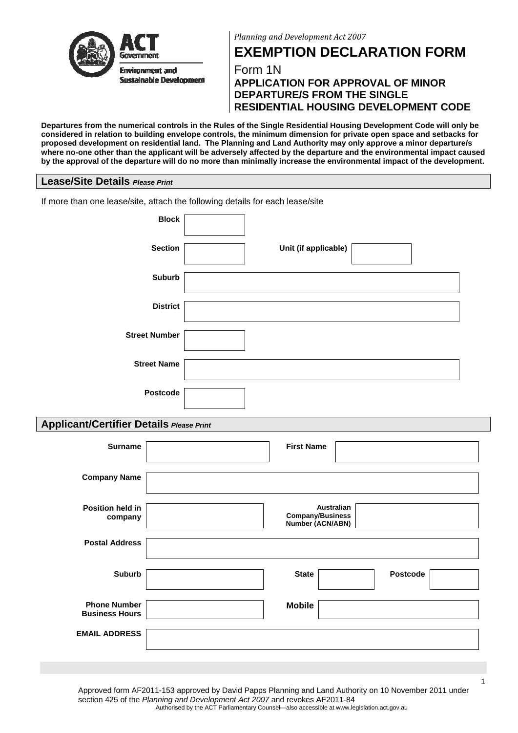*Planning and Development Act 2007*

# EXEMPTION DECLARATION FORM

Form 1N

## APPLICATION FOR APPROVAL OF MINOR DEPARTURE/S FROM THE SINGLE RESIDENTIAL HOUSING DEVELOPMENT CODE

**Departures from the numerical controls in the Rules of the Single Residential Housing Development Code will only be considered in relation to building envelope controls, the minimum dimension for private open space and setbacks for proposed development on residential land. The Planning and Land Authority may only approve a minor departure/s where no-one other than the applicant will be adversely affected by the departure and the environmental impact caused by the approval of the departure will do no more than minimally increase the environmental impact of the development.**

## Lease/Site Details *Please Print*

If more than one lease/site, attach the following details for each lease/site

| | | | |
|---|---|---|---|
| **Block** | | | |
| **Section** | | **Unit (if applicable)** | |
| **Suburb** | | | |
| **District** | | | |
| **Street Number** | | | |
| **Street Name** | | | |
| **Postcode** | | | |

## Applicant/Certifier Details *Please Print*

| | | | | | |
|---|---|---|---|---|---|
| **Surname** | | **First Name** | | | |
| **Company Name** | | | | | |
| **Position held in company** | | **Australian Company/Business Number (ACN/ABN)** | | | |
| **Postal Address** | | | | | |
| **Suburb** | | **State** | | **Postcode** | |
| **Phone Number Business Hours** | | **Mobile** | | | |
| **EMAIL ADDRESS** | | | | | |

Approved form AF2011-153 approved by David Papps Planning and Land Authority on 10 November 2011 under section 425 of the *Planning and Development Act 2007* and revokes AF2011-84

Authorised by the ACT Parliamentary Counsel—also accessible at www.legislation.act.gov.au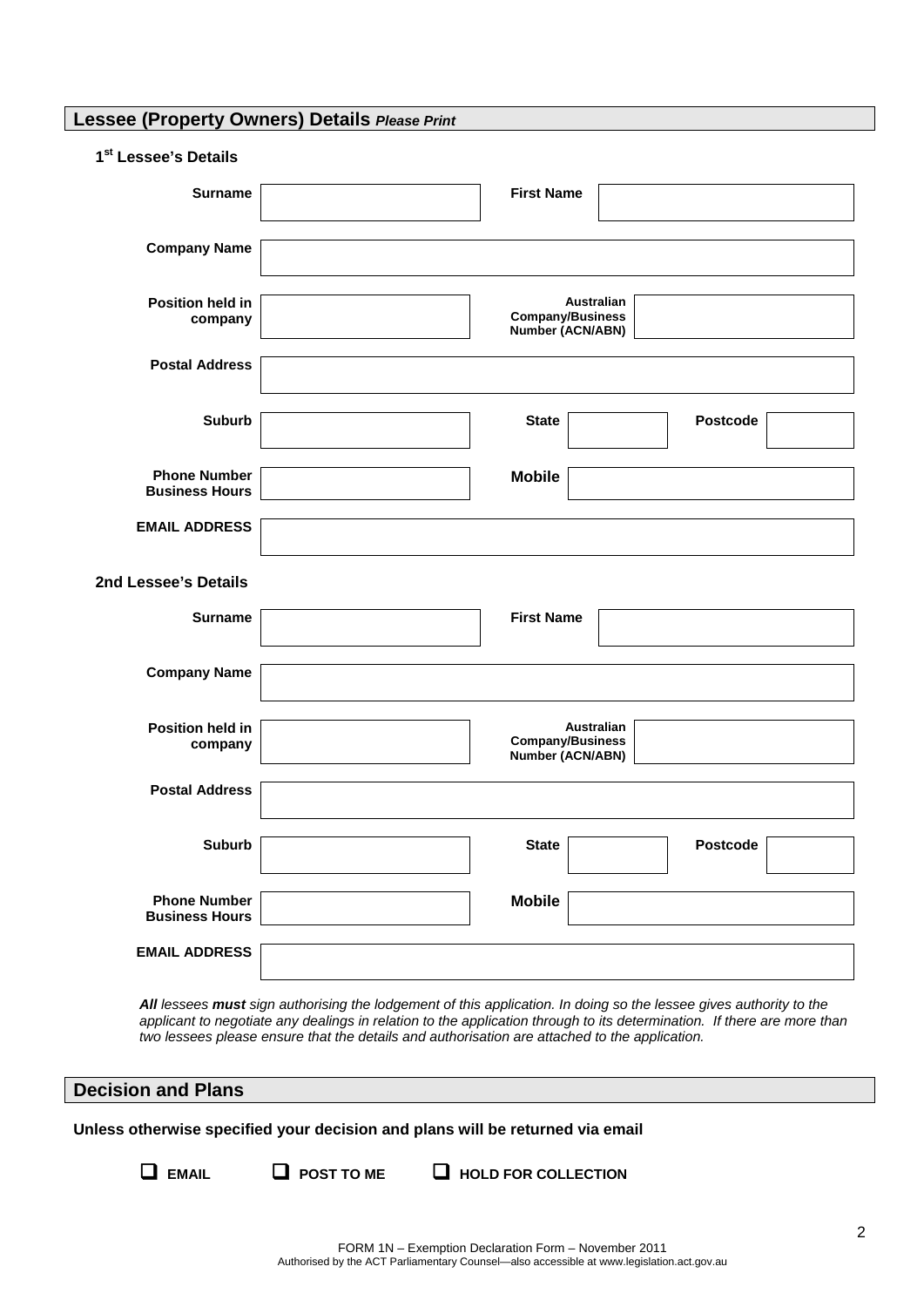## Lessee (Property Owners) Details *Please Print*

### 1st Lessee's Details

| | | | | | |
|---|---|---|---|---|---|
| **Surname** | | **First Name** | | | |
| **Company Name** | | | | | |
| **Position held in company** | | **Australian Company/Business Number (ACN/ABN)** | | | |
| **Postal Address** | | | | | |
| **Suburb** | | **State** | | **Postcode** | |
| **Phone Number Business Hours** | | **Mobile** | | | |
| **EMAIL ADDRESS** | | | | | |

### 2nd Lessee's Details

| | | | | | |
|---|---|---|---|---|---|
| **Surname** | | **First Name** | | | |
| **Company Name** | | | | | |
| **Position held in company** | | **Australian Company/Business Number (ACN/ABN)** | | | |
| **Postal Address** | | | | | |
| **Suburb** | | **State** | | **Postcode** | |
| **Phone Number Business Hours** | | **Mobile** | | | |
| **EMAIL ADDRESS** | | | | | |

***All** lessees **must** sign authorising the lodgement of this application. In doing so the lessee gives authority to the applicant to negotiate any dealings in relation to the application through to its determination. If there are more than two lessees please ensure that the details and authorisation are attached to the application.*

## Decision and Plans

**Unless otherwise specified your decision and plans will be returned via email**

☐ **EMAIL** ☐ **POST TO ME** ☐ **HOLD FOR COLLECTION**

FORM 1N – Exemption Declaration Form – November 2011
Authorised by the ACT Parliamentary Counsel—also accessible at www.legislation.act.gov.au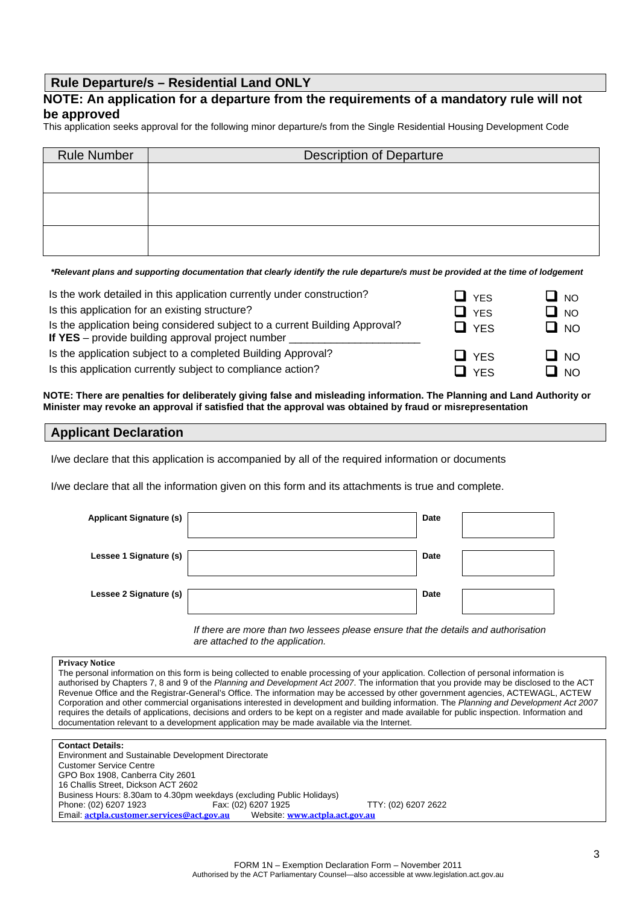## Rule Departure/s – Residential Land ONLY

### NOTE: An application for a departure from the requirements of a mandatory rule will not be approved

This application seeks approval for the following minor departure/s from the Single Residential Housing Development Code

| Rule Number | Description of Departure |
|---|---|
| | |
| | |
| | |

***Relevant plans and supporting documentation that clearly identify the rule departure/s must be provided at the time of lodgement**

| | | |
|---|---|---|
| Is the work detailed in this application currently under construction? | ❑ YES | ❑ NO |
| Is this application for an existing structure? | ❑ YES | ❑ NO |
| Is the application being considered subject to a current Building Approval? **If YES** – provide building approval project number ____________________ | ❑ YES | ❑ NO |
| Is the application subject to a completed Building Approval? | ❑ YES | ❑ NO |
| Is this application currently subject to compliance action? | ❑ YES | ❑ NO |

**NOTE: There are penalties for deliberately giving false and misleading information. The Planning and Land Authority or Minister may revoke an approval if satisfied that the approval was obtained by fraud or misrepresentation**

## Applicant Declaration

I/we declare that this application is accompanied by all of the required information or documents

I/we declare that all the information given on this form and its attachments is true and complete.

| | | | |
|---|---|---|---|
| **Applicant Signature (s)** | | **Date** | |
| **Lessee 1 Signature (s)** | | **Date** | |
| **Lessee 2 Signature (s)** | | **Date** | |

*If there are more than two lessees please ensure that the details and authorisation are attached to the application.*

**Privacy Notice**

The personal information on this form is being collected to enable processing of your application. Collection of personal information is authorised by Chapters 7, 8 and 9 of the *Planning and Development Act 2007*. The information that you provide may be disclosed to the ACT Revenue Office and the Registrar-General's Office. The information may be accessed by other government agencies, ACTEWAGL, ACTEW Corporation and other commercial organisations interested in development and building information. The *Planning and Development Act 2007* requires the details of applications, decisions and orders to be kept on a register and made available for public inspection. Information and documentation relevant to a development application may be made available via the Internet.

**Contact Details:**
Environment and Sustainable Development Directorate
Customer Service Centre
GPO Box 1908, Canberra City 2601
16 Challis Street, Dickson ACT 2602
Business Hours: 8.30am to 4.30pm weekdays (excluding Public Holidays)
Phone: (02) 6207 1923 Fax: (02) 6207 1925 TTY: (02) 6207 2622
Email: **actpla.customer.services@act.gov.au** Website: **www.actpla.act.gov.au**

FORM 1N – Exemption Declaration Form – November 2011
Authorised by the ACT Parliamentary Counsel—also accessible at www.legislation.act.gov.au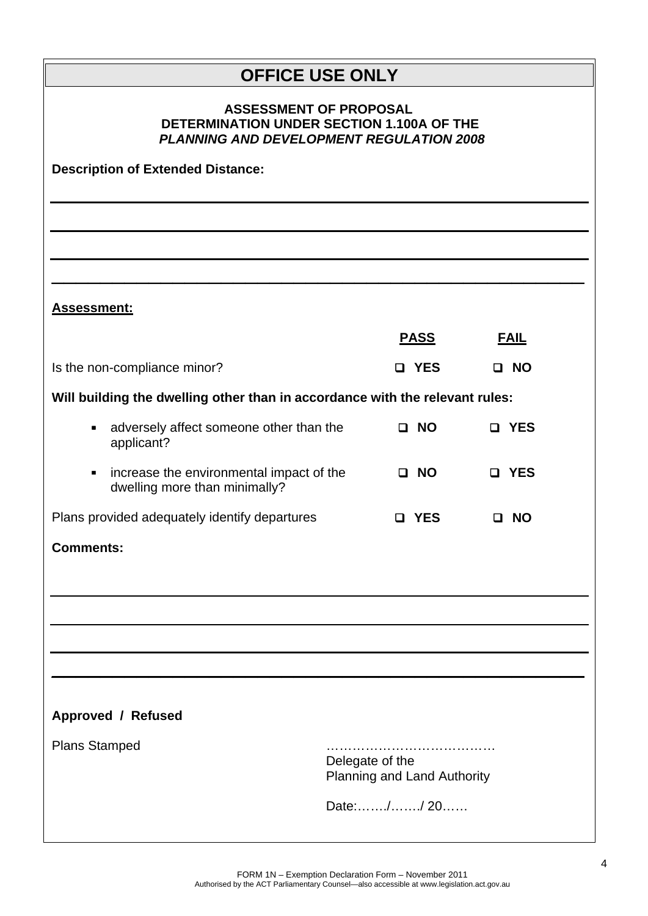# OFFICE USE ONLY

**ASSESSMENT OF PROPOSAL**
**DETERMINATION UNDER SECTION 1.100A OF THE**
***PLANNING AND DEVELOPMENT REGULATION 2008***

**Description of Extended Distance:**

______________________________________________________________________

______________________________________________________________________

______________________________________________________________________

______________________________________________________________________

**Assessment:**

| | **PASS** | **FAIL** |
|---|---|---|
| Is the non-compliance minor? | ❑ **YES** | ❑ **NO** |
| **Will building the dwelling other than in accordance with the relevant rules:** | | |
| ▪ adversely affect someone other than the applicant? | ❑ **NO** | ❑ **YES** |
| ▪ increase the environmental impact of the dwelling more than minimally? | ❑ **NO** | ❑ **YES** |
| Plans provided adequately identify departures | ❑ **YES** | ❑ **NO** |

**Comments:**

______________________________________________________________________

______________________________________________________________________

______________________________________________________________________

______________________________________________________________________

**Approved / Refused**

Plans Stamped

…………………………………
Delegate of the
Planning and Land Authority

Date:……./……./ 20……

FORM 1N – Exemption Declaration Form – November 2011
Authorised by the ACT Parliamentary Counsel—also accessible at www.legislation.act.gov.au